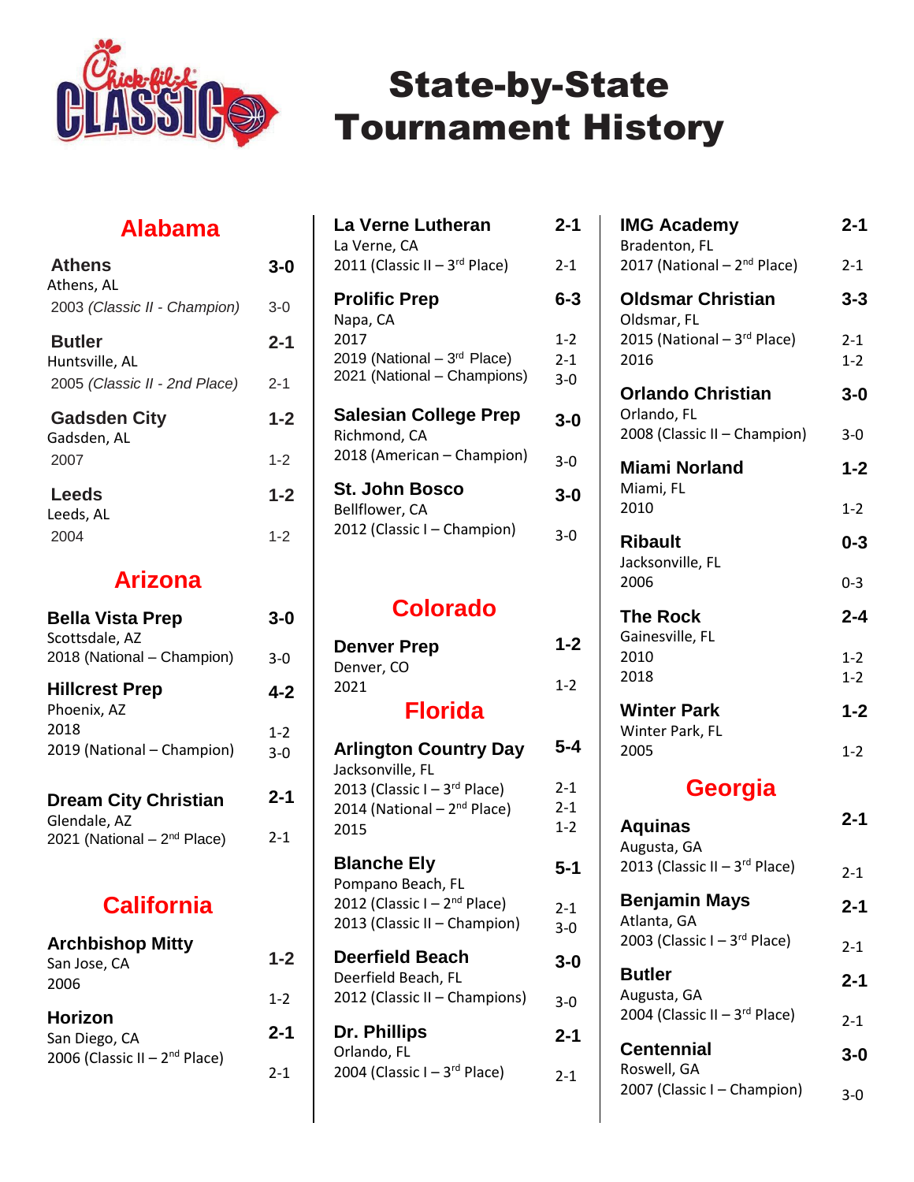# State-by-State Tournament History

## Alabama

**Athens** — **3-0**
Athens, AL
2003 *(Classic II - Champion)* — 3-0

**Butler** — **2-1**
Huntsville, AL
2005 *(Classic II - 2nd Place)* — 2-1

**Gadsden City** — **1-2**
Gadsden, AL
2007 — 1-2

**Leeds** — **1-2**
Leeds, AL
2004 — 1-2

## Arizona

**Bella Vista Prep** — **3-0**
Scottsdale, AZ
2018 (National – Champion) — 3-0

**Hillcrest Prep** — **4-2**
Phoenix, AZ
2018 — 1-2
2019 (National – Champion) — 3-0

**Dream City Christian** — **2-1**
Glendale, AZ
2021 (National – 2nd Place) — 2-1

## California

**Archbishop Mitty** — **1-2**
San Jose, CA
2006 — 1-2

**Horizon** — **2-1**
San Diego, CA
2006 (Classic II – 2nd Place) — 2-1

**La Verne Lutheran** — **2-1**
La Verne, CA
2011 (Classic II – 3rd Place) — 2-1

**Prolific Prep** — **6-3**
Napa, CA
2017 — 1-2
2019 (National – 3rd Place) — 2-1
2021 (National – Champions) — 3-0

**Salesian College Prep** — **3-0**
Richmond, CA
2018 (American – Champion) — 3-0

**St. John Bosco** — **3-0**
Bellflower, CA
2012 (Classic I – Champion) — 3-0

## Colorado

**Denver Prep** — **1-2**
Denver, CO
2021 — 1-2

## Florida

**Arlington Country Day** — **5-4**
Jacksonville, FL
2013 (Classic I – 3rd Place) — 2-1
2014 (National – 2nd Place) — 2-1
2015 — 1-2

**Blanche Ely** — **5-1**
Pompano Beach, FL
2012 (Classic I – 2nd Place) — 2-1
2013 (Classic II – Champion) — 3-0

**Deerfield Beach** — **3-0**
Deerfield Beach, FL
2012 (Classic II – Champions) — 3-0

**Dr. Phillips** — **2-1**
Orlando, FL
2004 (Classic I – 3rd Place) — 2-1

**IMG Academy** — **2-1**
Bradenton, FL
2017 (National – 2nd Place) — 2-1

**Oldsmar Christian** — **3-3**
Oldsmar, FL
2015 (National – 3rd Place) — 2-1
2016 — 1-2

**Orlando Christian** — **3-0**
Orlando, FL
2008 (Classic II – Champion) — 3-0

**Miami Norland** — **1-2**
Miami, FL
2010 — 1-2

**Ribault** — **0-3**
Jacksonville, FL
2006 — 0-3

**The Rock** — **2-4**
Gainesville, FL
2010 — 1-2
2018 — 1-2

**Winter Park** — **1-2**
Winter Park, FL
2005 — 1-2

## Georgia

**Aquinas** — **2-1**
Augusta, GA
2013 (Classic II – 3rd Place) — 2-1

**Benjamin Mays** — **2-1**
Atlanta, GA
2003 (Classic I – 3rd Place) — 2-1

**Butler** — **2-1**
Augusta, GA
2004 (Classic II – 3rd Place) — 2-1

**Centennial** — **3-0**
Roswell, GA
2007 (Classic I – Champion) — 3-0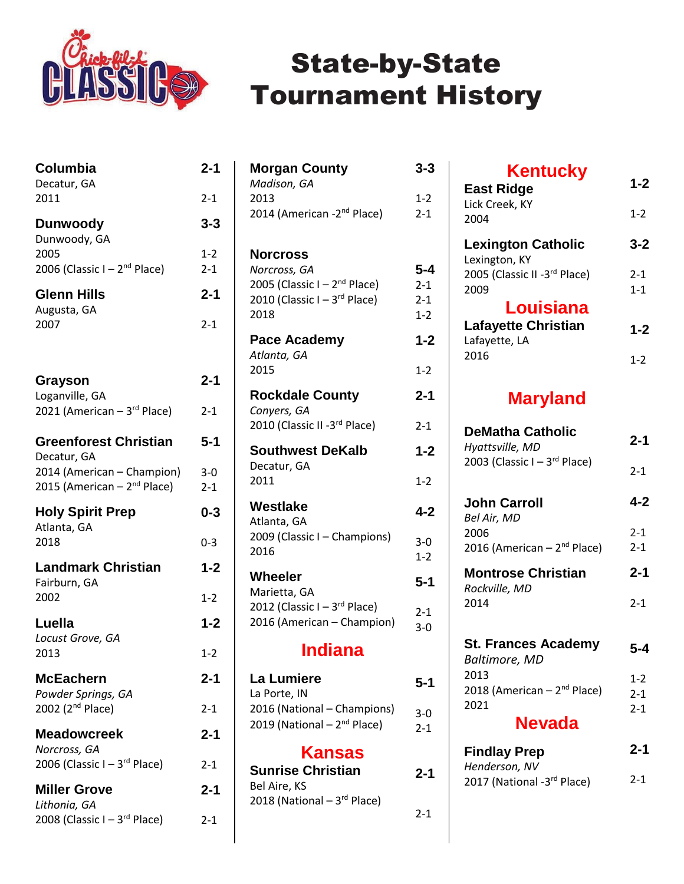# State-by-State Tournament History

**Columbia** — 2-1
Decatur, GA
2011 — 2-1

**Dunwoody** — 3-3
Dunwoody, GA
2005 — 1-2
2006 (Classic I – 2nd Place) — 2-1

**Glenn Hills** — 2-1
Augusta, GA
2007 — 2-1

**Grayson** — 2-1
Loganville, GA
2021 (American – 3rd Place) — 2-1

**Greenforest Christian** — 5-1
Decatur, GA
2014 (American – Champion) — 3-0
2015 (American – 2nd Place) — 2-1

**Holy Spirit Prep** — 0-3
Atlanta, GA
2018 — 0-3

**Landmark Christian** — 1-2
Fairburn, GA
2002 — 1-2

**Luella** — 1-2
*Locust Grove, GA*
2013 — 1-2

**McEachern** — 2-1
*Powder Springs, GA*
2002 (2nd Place) — 2-1

**Meadowcreek** — 2-1
*Norcross, GA*
2006 (Classic I – 3rd Place) — 2-1

**Miller Grove** — 2-1
*Lithonia, GA*
2008 (Classic I – 3rd Place) — 2-1

**Morgan County** — 3-3
*Madison, GA*
2013 — 1-2
2014 (American -2nd Place) — 2-1

**Norcross** — 5-4
*Norcross, GA*
2005 (Classic I – 2nd Place) — 2-1
2010 (Classic I – 3rd Place) — 2-1
2018 — 1-2

**Pace Academy** — 1-2
*Atlanta, GA*
2015 — 1-2

**Rockdale County** — 2-1
*Conyers, GA*
2010 (Classic II -3rd Place) — 2-1

**Southwest DeKalb** — 1-2
Decatur, GA
2011 — 1-2

**Westlake** — 4-2
Atlanta, GA
2009 (Classic I – Champions) — 3-0
2016 — 1-2

**Wheeler** — 5-1
Marietta, GA
2012 (Classic I – 3rd Place) — 2-1
2016 (American – Champion) — 3-0

## Indiana

**La Lumiere** — 5-1
La Porte, IN
2016 (National – Champions) — 3-0
2019 (National – 2nd Place) — 2-1

## Kansas

**Sunrise Christian** — 2-1
Bel Aire, KS
2018 (National – 3rd Place) — 2-1

## Kentucky

**East Ridge** — 1-2
Lick Creek, KY
2004 — 1-2

**Lexington Catholic** — 3-2
Lexington, KY
2005 (Classic II -3rd Place) — 2-1
2009 — 1-1

## Louisiana

**Lafayette Christian** — 1-2
Lafayette, LA
2016 — 1-2

## Maryland

**DeMatha Catholic** — 2-1
*Hyattsville, MD*
2003 (Classic I – 3rd Place) — 2-1

**John Carroll** — 4-2
*Bel Air, MD*
2006 — 2-1
2016 (American – 2nd Place) — 2-1

**Montrose Christian** — 2-1
*Rockville, MD*
2014 — 2-1

**St. Frances Academy** — 5-4
*Baltimore, MD*
2013 — 1-2
2018 (American – 2nd Place) — 2-1
2021 — 2-1

## Nevada

**Findlay Prep** — 2-1
*Henderson, NV*
2017 (National -3rd Place) — 2-1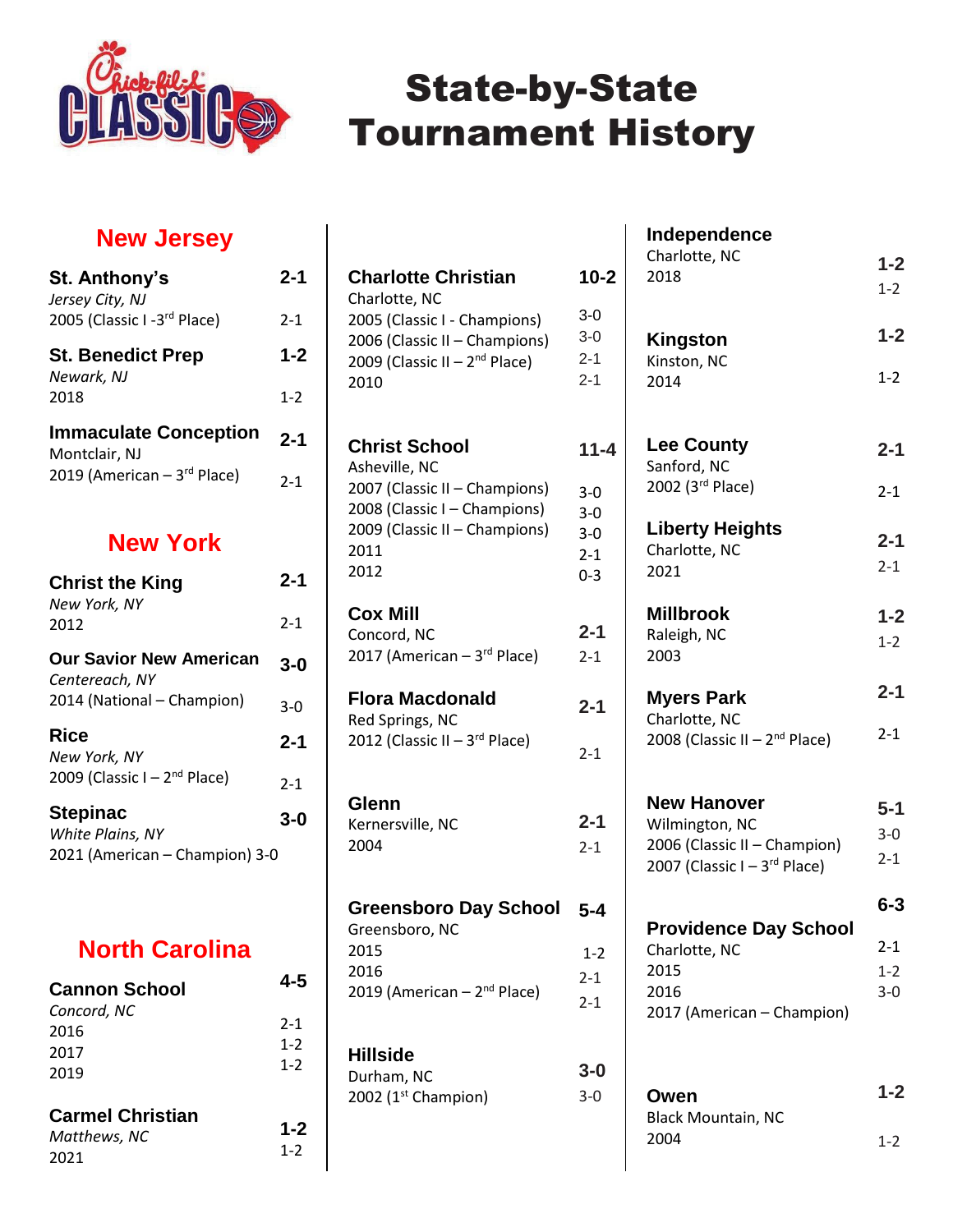# State-by-State Tournament History

## New Jersey

**St. Anthony's** — **2-1**
*Jersey City, NJ*
2005 (Classic I -3rd Place) — 2-1

**St. Benedict Prep** — **1-2**
*Newark, NJ*
2018 — 1-2

**Immaculate Conception** — **2-1**
Montclair, NJ
2019 (American – 3rd Place) — 2-1

## New York

**Christ the King** — **2-1**
*New York, NY*
2012 — 2-1

**Our Savior New American** — **3-0**
*Centereach, NY*
2014 (National – Champion) — 3-0

**Rice** — **2-1**
*New York, NY*
2009 (Classic I – 2nd Place) — 2-1

**Stepinac** — **3-0**
*White Plains, NY*
2021 (American – Champion) 3-0

## North Carolina

**Cannon School** — **4-5**
*Concord, NC*
2016 — 2-1
2017 — 1-2
2019 — 1-2

**Carmel Christian** — **1-2**
*Matthews, NC*
2021 — 1-2

**Charlotte Christian** — **10-2**
Charlotte, NC
2005 (Classic I - Champions) — 3-0
2006 (Classic II – Champions) — 3-0
2009 (Classic II – 2nd Place) — 2-1
2010 — 2-1

**Christ School** — **11-4**
Asheville, NC
2007 (Classic II – Champions) — 3-0
2008 (Classic I – Champions) — 3-0
2009 (Classic II – Champions) — 3-0
2011 — 2-1
2012 — 0-3

**Cox Mill** — **2-1**
Concord, NC
2017 (American – 3rd Place) — 2-1

**Flora Macdonald** — **2-1**
Red Springs, NC
2012 (Classic II – 3rd Place) — 2-1

**Glenn** — **2-1**
Kernersville, NC
2004 — 2-1

**Greensboro Day School** — **5-4**
Greensboro, NC
2015 — 1-2
2016 — 2-1
2019 (American – 2nd Place) — 2-1

**Hillside** — **3-0**
Durham, NC
2002 (1st Champion) — 3-0

**Independence** — **1-2**
Charlotte, NC
2018 — 1-2

**Kingston** — **1-2**
Kinston, NC
2014 — 1-2

**Lee County** — **2-1**
Sanford, NC
2002 (3rd Place) — 2-1

**Liberty Heights** — **2-1**
Charlotte, NC
2021 — 2-1

**Millbrook** — **1-2**
Raleigh, NC
2003 — 1-2

**Myers Park** — **2-1**
Charlotte, NC
2008 (Classic II – 2nd Place) — 2-1

**New Hanover** — **5-1**
Wilmington, NC
2006 (Classic II – Champion) — 3-0
2007 (Classic I – 3rd Place) — 2-1

**Providence Day School** — **6-3**
Charlotte, NC
2015 — 2-1
2016 — 1-2
2017 (American – Champion) — 3-0

**Owen** — **1-2**
Black Mountain, NC
2004 — 1-2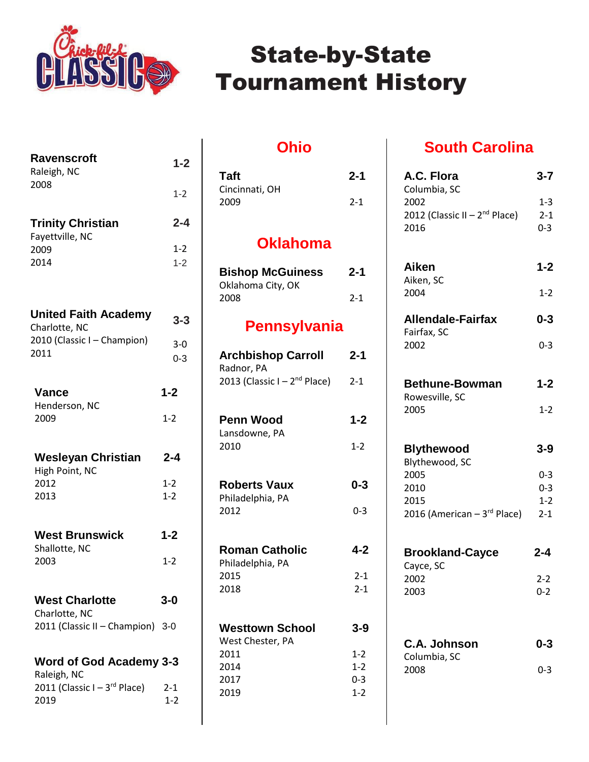# State-by-State Tournament History

**Ravenscroft** — **1-2**
Raleigh, NC
2008 — 1-2

**Trinity Christian** — **2-4**
Fayettville, NC
2009 — 1-2
2014 — 1-2

**United Faith Academy** — **3-3**
Charlotte, NC
2010 (Classic I – Champion) — 3-0
2011 — 0-3

**Vance** — **1-2**
Henderson, NC
2009 — 1-2

**Wesleyan Christian** — **2-4**
High Point, NC
2012 — 1-2
2013 — 1-2

**West Brunswick** — **1-2**
Shallotte, NC
2003 — 1-2

**West Charlotte** — **3-0**
Charlotte, NC
2011 (Classic II – Champion) — 3-0

**Word of God Academy** — **3-3**
Raleigh, NC
2011 (Classic I – 3rd Place) — 2-1
2019 — 1-2

## Ohio

**Taft** — **2-1**
Cincinnati, OH
2009 — 2-1

## Oklahoma

**Bishop McGuiness** — **2-1**
Oklahoma City, OK
2008 — 2-1

## Pennsylvania

**Archbishop Carroll** — **2-1**
Radnor, PA
2013 (Classic I – 2nd Place) — 2-1

**Penn Wood** — **1-2**
Lansdowne, PA
2010 — 1-2

**Roberts Vaux** — **0-3**
Philadelphia, PA
2012 — 0-3

**Roman Catholic** — **4-2**
Philadelphia, PA
2015 — 2-1
2018 — 2-1

**Westtown School** — **3-9**
West Chester, PA
2011 — 1-2
2014 — 1-2
2017 — 0-3
2019 — 1-2

## South Carolina

**A.C. Flora** — **3-7**
Columbia, SC
2002 — 1-3
2012 (Classic II – 2nd Place) — 2-1
2016 — 0-3

**Aiken** — **1-2**
Aiken, SC
2004 — 1-2

**Allendale-Fairfax** — **0-3**
Fairfax, SC
2002 — 0-3

**Bethune-Bowman** — **1-2**
Rowesville, SC
2005 — 1-2

**Blythewood** — **3-9**
Blythewood, SC
2005 — 0-3
2010 — 0-3
2015 — 1-2
2016 (American – 3rd Place) — 2-1

**Brookland-Cayce** — **2-4**
Cayce, SC
2002 — 2-2
2003 — 0-2

**C.A. Johnson** — **0-3**
Columbia, SC
2008 — 0-3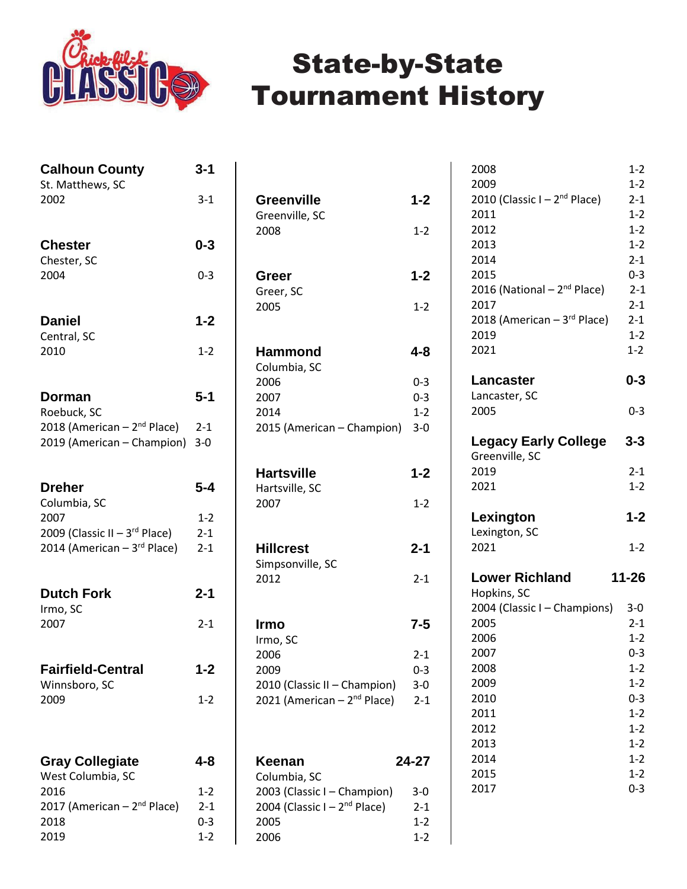# State-by-State Tournament History

### Calhoun County — 3-1
St. Matthews, SC

| Year | Record |
|---|---|
| 2002 | 3-1 |

### Chester — 0-3
Chester, SC

| Year | Record |
|---|---|
| 2004 | 0-3 |

### Daniel — 1-2
Central, SC

| Year | Record |
|---|---|
| 2010 | 1-2 |

### Dorman — 5-1
Roebuck, SC

| Year | Record |
|---|---|
| 2018 (American – 2nd Place) | 2-1 |
| 2019 (American – Champion) | 3-0 |

### Dreher — 5-4
Columbia, SC

| Year | Record |
|---|---|
| 2007 | 1-2 |
| 2009 (Classic II – 3rd Place) | 2-1 |
| 2014 (American – 3rd Place) | 2-1 |

### Dutch Fork — 2-1
Irmo, SC

| Year | Record |
|---|---|
| 2007 | 2-1 |

### Fairfield-Central — 1-2
Winnsboro, SC

| Year | Record |
|---|---|
| 2009 | 1-2 |

### Gray Collegiate — 4-8
West Columbia, SC

| Year | Record |
|---|---|
| 2016 | 1-2 |
| 2017 (American – 2nd Place) | 2-1 |
| 2018 | 0-3 |
| 2019 | 1-2 |

### Greenville — 1-2
Greenville, SC

| Year | Record |
|---|---|
| 2008 | 1-2 |

### Greer — 1-2
Greer, SC

| Year | Record |
|---|---|
| 2005 | 1-2 |

### Hammond — 4-8
Columbia, SC

| Year | Record |
|---|---|
| 2006 | 0-3 |
| 2007 | 0-3 |
| 2014 | 1-2 |
| 2015 (American – Champion) | 3-0 |

### Hartsville — 1-2
Hartsville, SC

| Year | Record |
|---|---|
| 2007 | 1-2 |

### Hillcrest — 2-1
Simpsonville, SC

| Year | Record |
|---|---|
| 2012 | 2-1 |

### Irmo — 7-5
Irmo, SC

| Year | Record |
|---|---|
| 2006 | 2-1 |
| 2009 | 0-3 |
| 2010 (Classic II – Champion) | 3-0 |
| 2021 (American – 2nd Place) | 2-1 |

### Keenan — 24-27
Columbia, SC

| Year | Record |
|---|---|
| 2003 (Classic I – Champion) | 3-0 |
| 2004 (Classic I – 2nd Place) | 2-1 |
| 2005 | 1-2 |
| 2006 | 1-2 |
| 2008 | 1-2 |
| 2009 | 1-2 |
| 2010 (Classic I – 2nd Place) | 2-1 |
| 2011 | 1-2 |
| 2012 | 1-2 |
| 2013 | 1-2 |
| 2014 | 2-1 |
| 2015 | 0-3 |
| 2016 (National – 2nd Place) | 2-1 |
| 2017 | 2-1 |
| 2018 (American – 3rd Place) | 2-1 |
| 2019 | 1-2 |
| 2021 | 1-2 |

### Lancaster — 0-3
Lancaster, SC

| Year | Record |
|---|---|
| 2005 | 0-3 |

### Legacy Early College — 3-3
Greenville, SC

| Year | Record |
|---|---|
| 2019 | 2-1 |
| 2021 | 1-2 |

### Lexington — 1-2
Lexington, SC

| Year | Record |
|---|---|
| 2021 | 1-2 |

### Lower Richland — 11-26
Hopkins, SC

| Year | Record |
|---|---|
| 2004 (Classic I – Champions) | 3-0 |
| 2005 | 2-1 |
| 2006 | 1-2 |
| 2007 | 0-3 |
| 2008 | 1-2 |
| 2009 | 1-2 |
| 2010 | 0-3 |
| 2011 | 1-2 |
| 2012 | 1-2 |
| 2013 | 1-2 |
| 2014 | 1-2 |
| 2015 | 1-2 |
| 2017 | 0-3 |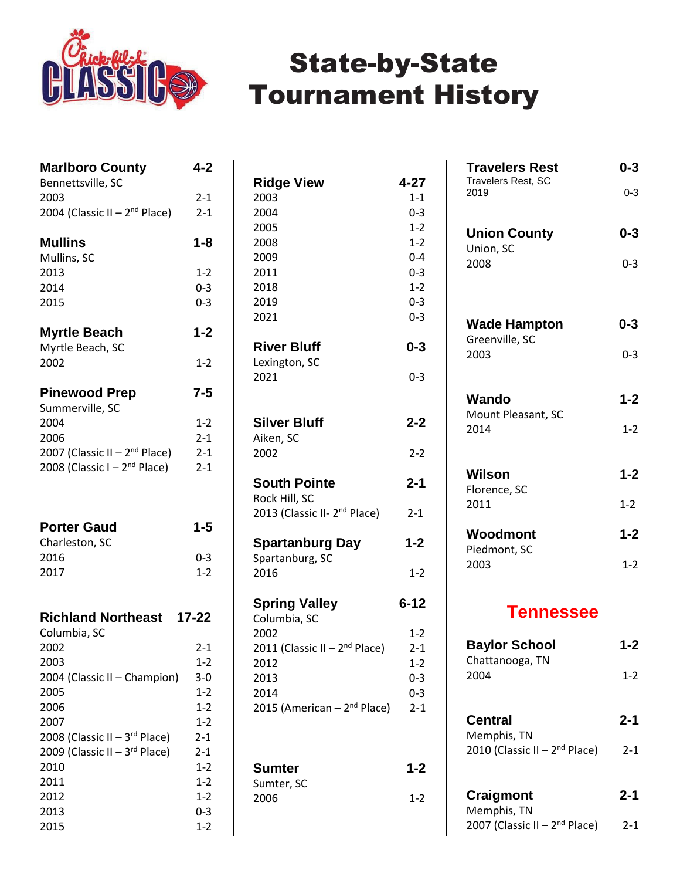# State-by-State Tournament History

### Marlboro County — 4-2
Bennettsville, SC

| Year | Record |
|---|---|
| 2003 | 2-1 |
| 2004 (Classic II – 2nd Place) | 2-1 |

### Mullins — 1-8
Mullins, SC

| Year | Record |
|---|---|
| 2013 | 1-2 |
| 2014 | 0-3 |
| 2015 | 0-3 |

### Myrtle Beach — 1-2
Myrtle Beach, SC

| Year | Record |
|---|---|
| 2002 | 1-2 |

### Pinewood Prep — 7-5
Summerville, SC

| Year | Record |
|---|---|
| 2004 | 1-2 |
| 2006 | 2-1 |
| 2007 (Classic II – 2nd Place) | 2-1 |
| 2008 (Classic I – 2nd Place) | 2-1 |

### Porter Gaud — 1-5
Charleston, SC

| Year | Record |
|---|---|
| 2016 | 0-3 |
| 2017 | 1-2 |

### Richland Northeast — 17-22
Columbia, SC

| Year | Record |
|---|---|
| 2002 | 2-1 |
| 2003 | 1-2 |
| 2004 (Classic II – Champion) | 3-0 |
| 2005 | 1-2 |
| 2006 | 1-2 |
| 2007 | 1-2 |
| 2008 (Classic II – 3rd Place) | 2-1 |
| 2009 (Classic II – 3rd Place) | 2-1 |
| 2010 | 1-2 |
| 2011 | 1-2 |
| 2012 | 1-2 |
| 2013 | 0-3 |
| 2015 | 1-2 |

### Ridge View — 4-27

| Year | Record |
|---|---|
| 2003 | 1-1 |
| 2004 | 0-3 |
| 2005 | 1-2 |
| 2008 | 1-2 |
| 2009 | 0-4 |
| 2011 | 0-3 |
| 2018 | 1-2 |
| 2019 | 0-3 |
| 2021 | 0-3 |

### River Bluff — 0-3
Lexington, SC

| Year | Record |
|---|---|
| 2021 | 0-3 |

### Silver Bluff — 2-2
Aiken, SC

| Year | Record |
|---|---|
| 2002 | 2-2 |

### South Pointe — 2-1
Rock Hill, SC

| Year | Record |
|---|---|
| 2013 (Classic II- 2nd Place) | 2-1 |

### Spartanburg Day — 1-2
Spartanburg, SC

| Year | Record |
|---|---|
| 2016 | 1-2 |

### Spring Valley — 6-12
Columbia, SC

| Year | Record |
|---|---|
| 2002 | 1-2 |
| 2011 (Classic II – 2nd Place) | 2-1 |
| 2012 | 1-2 |
| 2013 | 0-3 |
| 2014 | 0-3 |
| 2015 (American – 2nd Place) | 2-1 |

### Sumter — 1-2
Sumter, SC

| Year | Record |
|---|---|
| 2006 | 1-2 |

### Travelers Rest — 0-3
Travelers Rest, SC

| Year | Record |
|---|---|
| 2019 | 0-3 |

### Union County — 0-3
Union, SC

| Year | Record |
|---|---|
| 2008 | 0-3 |

### Wade Hampton — 0-3
Greenville, SC

| Year | Record |
|---|---|
| 2003 | 0-3 |

### Wando — 1-2
Mount Pleasant, SC

| Year | Record |
|---|---|
| 2014 | 1-2 |

### Wilson — 1-2
Florence, SC

| Year | Record |
|---|---|
| 2011 | 1-2 |

### Woodmont — 1-2
Piedmont, SC

| Year | Record |
|---|---|
| 2003 | 1-2 |

## Tennessee

### Baylor School — 1-2
Chattanooga, TN

| Year | Record |
|---|---|
| 2004 | 1-2 |

### Central — 2-1
Memphis, TN

| Year | Record |
|---|---|
| 2010 (Classic II – 2nd Place) | 2-1 |

### Craigmont — 2-1
Memphis, TN

| Year | Record |
|---|---|
| 2007 (Classic II – 2nd Place) | 2-1 |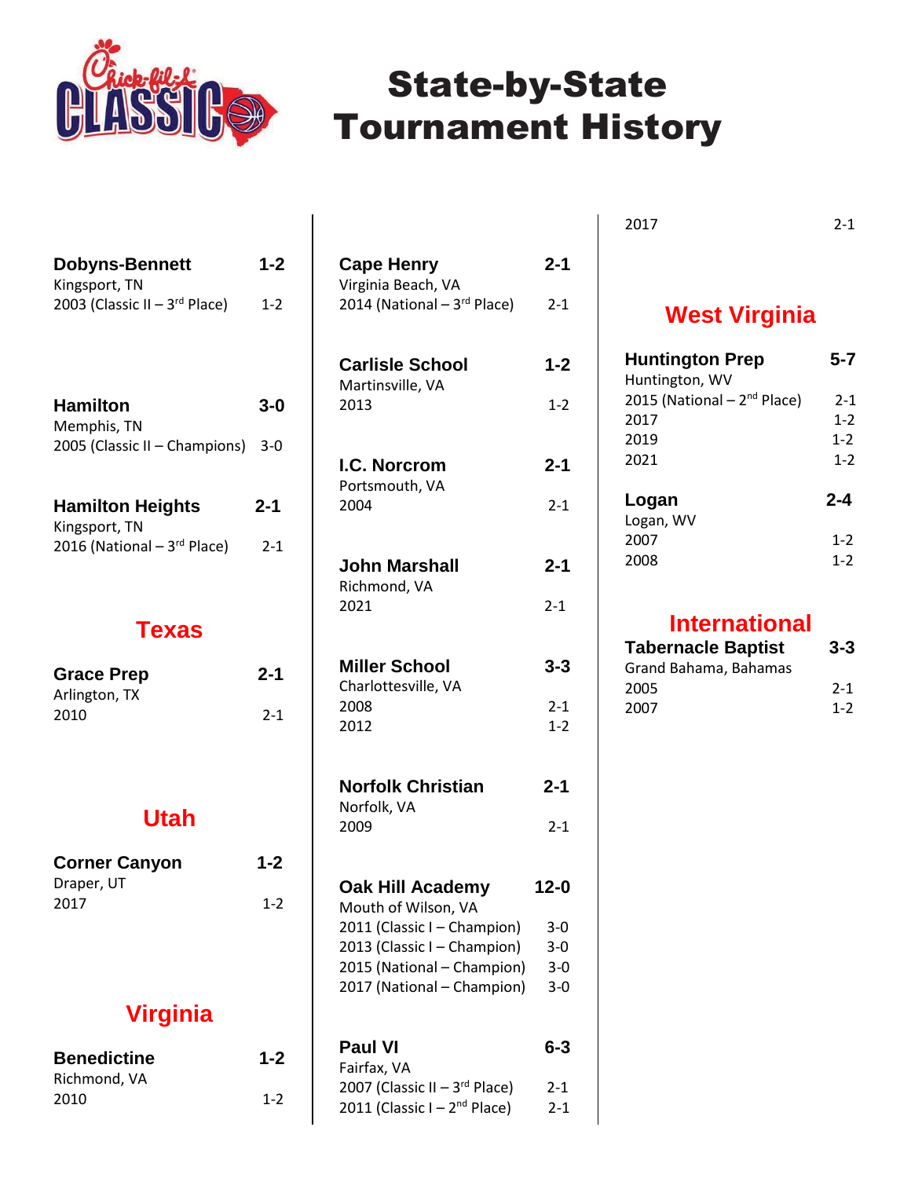# State-by-State Tournament History

**Dobyns-Bennett** **1-2**
Kingsport, TN
2003 (Classic II – 3rd Place) 1-2

**Hamilton** **3-0**
Memphis, TN
2005 (Classic II – Champions) 3-0

**Hamilton Heights** **2-1**
Kingsport, TN
2016 (National – 3rd Place) 2-1

## Texas

**Grace Prep** **2-1**
Arlington, TX
2010 2-1

## Utah

**Corner Canyon** **1-2**
Draper, UT
2017 1-2

## Virginia

**Benedictine** **1-2**
Richmond, VA
2010 1-2

**Cape Henry** **2-1**
Virginia Beach, VA
2014 (National – 3rd Place) 2-1

**Carlisle School** **1-2**
Martinsville, VA
2013 1-2

**I.C. Norcrom** **2-1**
Portsmouth, VA
2004 2-1

**John Marshall** **2-1**
Richmond, VA
2021 2-1

**Miller School** **3-3**
Charlottesville, VA
2008 2-1
2012 1-2

**Norfolk Christian** **2-1**
Norfolk, VA
2009 2-1

**Oak Hill Academy** **12-0**
Mouth of Wilson, VA
2011 (Classic I – Champion) 3-0
2013 (Classic I – Champion) 3-0
2015 (National – Champion) 3-0
2017 (National – Champion) 3-0

**Paul VI** **6-3**
Fairfax, VA
2007 (Classic II – 3rd Place) 2-1
2011 (Classic I – 2nd Place) 2-1
2017 2-1

## West Virginia

**Huntington Prep** **5-7**
Huntington, WV
2015 (National – 2nd Place) 2-1
2017 1-2
2019 1-2
2021 1-2

**Logan** **2-4**
Logan, WV
2007 1-2
2008 1-2

## International

**Tabernacle Baptist** **3-3**
Grand Bahama, Bahamas
2005 2-1
2007 1-2